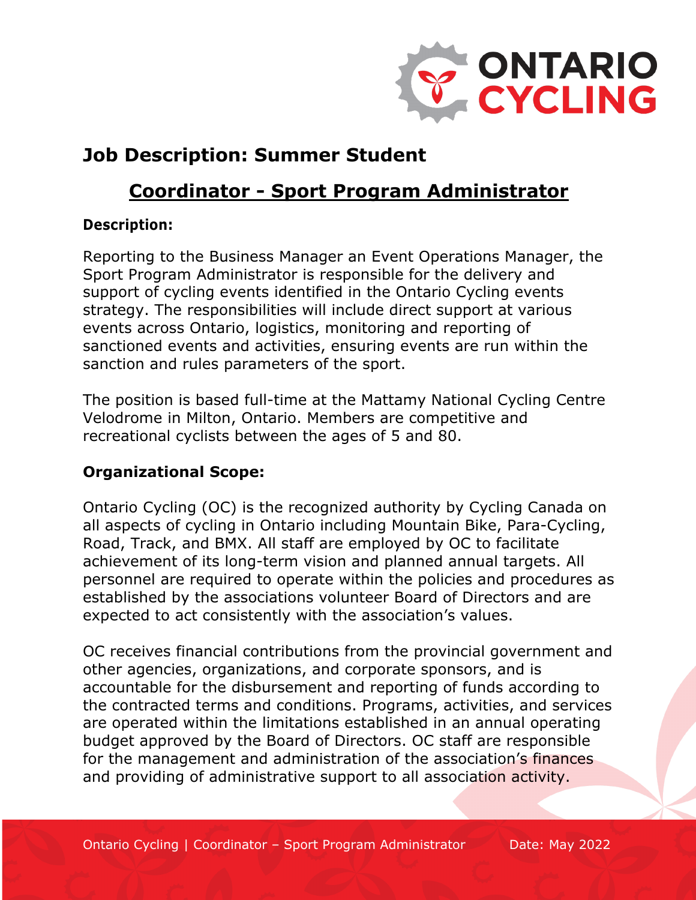# Job Description: Summer Student

## Coordinator - Sport Program Administrator

**Description:**

Reporting to the Business Manager an Event Operations Manager, the Sport Program Administrator is responsible for the delivery and support of cycling events identified in the Ontario Cycling events strategy. The responsibilities will include direct support at various events across Ontario, logistics, monitoring and reporting of sanctioned events and activities, ensuring events are run within the sanction and rules parameters of the sport.

The position is based full-time at the Mattamy National Cycling Centre Velodrome in Milton, Ontario. Members are competitive and recreational cyclists between the ages of 5 and 80.

**Organizational Scope:**

Ontario Cycling (OC) is the recognized authority by Cycling Canada on all aspects of cycling in Ontario including Mountain Bike, Para-Cycling, Road, Track, and BMX. All staff are employed by OC to facilitate achievement of its long-term vision and planned annual targets. All personnel are required to operate within the policies and procedures as established by the associations volunteer Board of Directors and are expected to act consistently with the association's values.

OC receives financial contributions from the provincial government and other agencies, organizations, and corporate sponsors, and is accountable for the disbursement and reporting of funds according to the contracted terms and conditions. Programs, activities, and services are operated within the limitations established in an annual operating budget approved by the Board of Directors. OC staff are responsible for the management and administration of the association's finances and providing of administrative support to all association activity.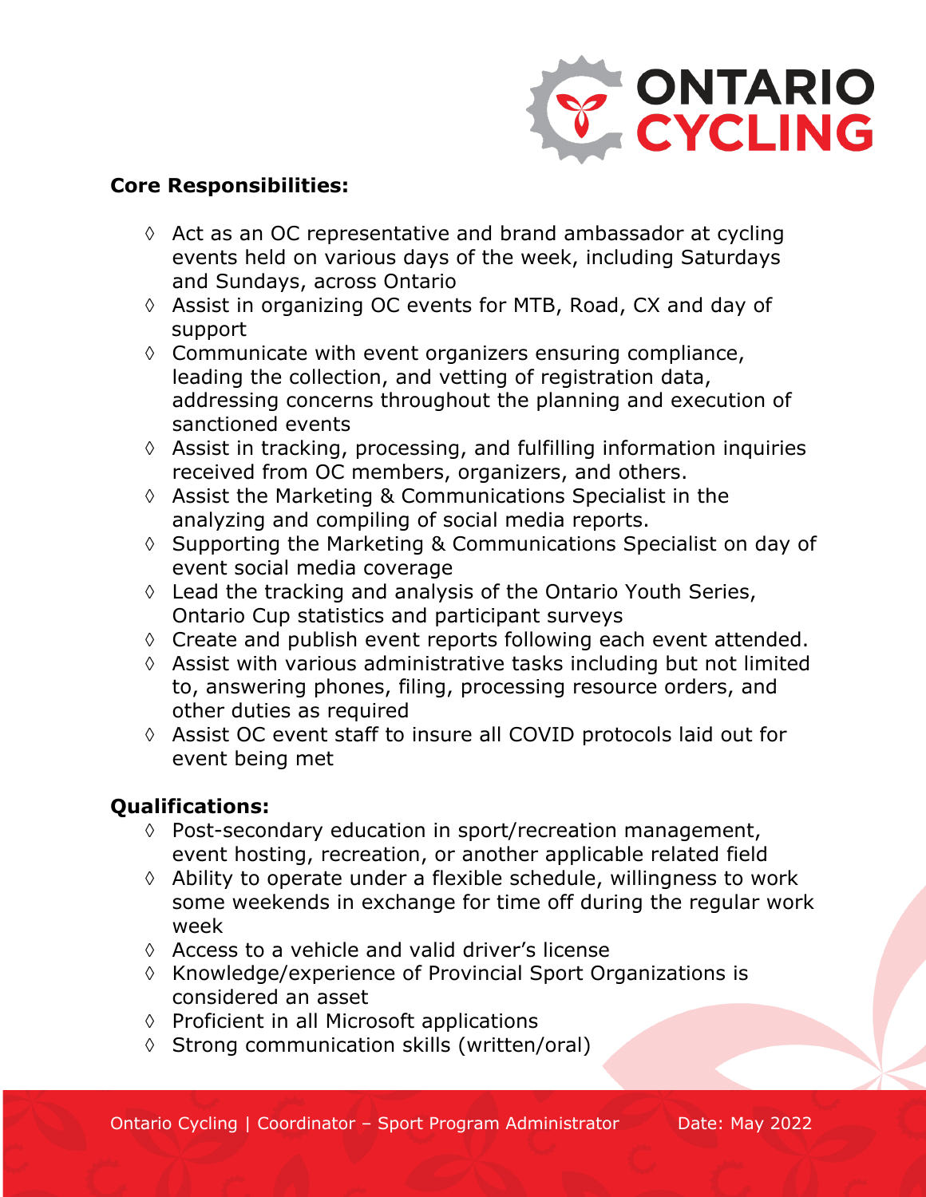**Core Responsibilities:**

- Act as an OC representative and brand ambassador at cycling events held on various days of the week, including Saturdays and Sundays, across Ontario
- Assist in organizing OC events for MTB, Road, CX and day of support
- Communicate with event organizers ensuring compliance, leading the collection, and vetting of registration data, addressing concerns throughout the planning and execution of sanctioned events
- Assist in tracking, processing, and fulfilling information inquiries received from OC members, organizers, and others.
- Assist the Marketing & Communications Specialist in the analyzing and compiling of social media reports.
- Supporting the Marketing & Communications Specialist on day of event social media coverage
- Lead the tracking and analysis of the Ontario Youth Series, Ontario Cup statistics and participant surveys
- Create and publish event reports following each event attended.
- Assist with various administrative tasks including but not limited to, answering phones, filing, processing resource orders, and other duties as required
- Assist OC event staff to insure all COVID protocols laid out for event being met

**Qualifications:**

- Post-secondary education in sport/recreation management, event hosting, recreation, or another applicable related field
- Ability to operate under a flexible schedule, willingness to work some weekends in exchange for time off during the regular work week
- Access to a vehicle and valid driver's license
- Knowledge/experience of Provincial Sport Organizations is considered an asset
- Proficient in all Microsoft applications
- Strong communication skills (written/oral)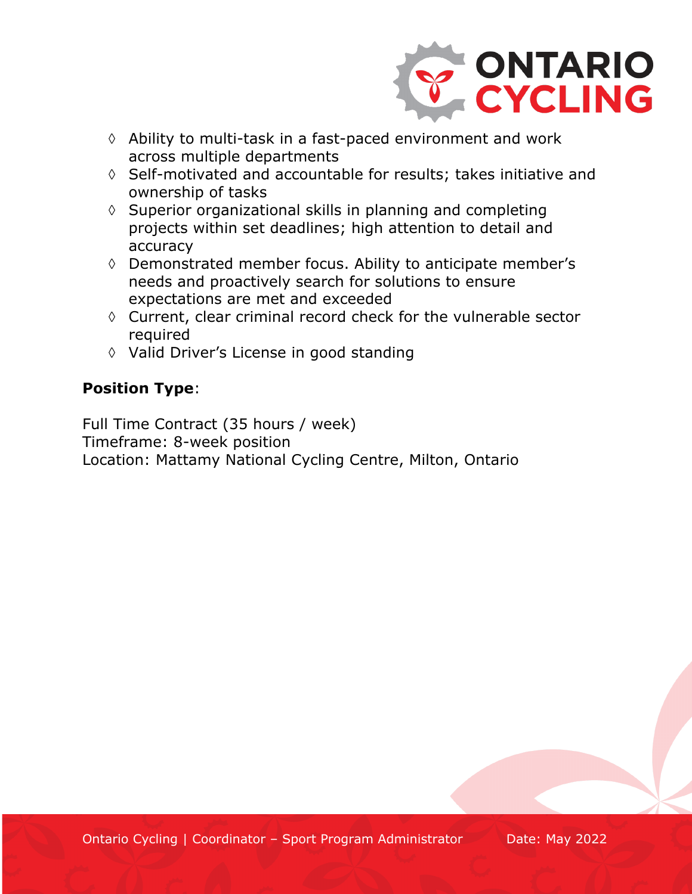- Ability to multi-task in a fast-paced environment and work across multiple departments
- Self-motivated and accountable for results; takes initiative and ownership of tasks
- Superior organizational skills in planning and completing projects within set deadlines; high attention to detail and accuracy
- Demonstrated member focus. Ability to anticipate member's needs and proactively search for solutions to ensure expectations are met and exceeded
- Current, clear criminal record check for the vulnerable sector required
- Valid Driver's License in good standing

**Position Type**:

Full Time Contract (35 hours / week)
Timeframe: 8-week position
Location: Mattamy National Cycling Centre, Milton, Ontario